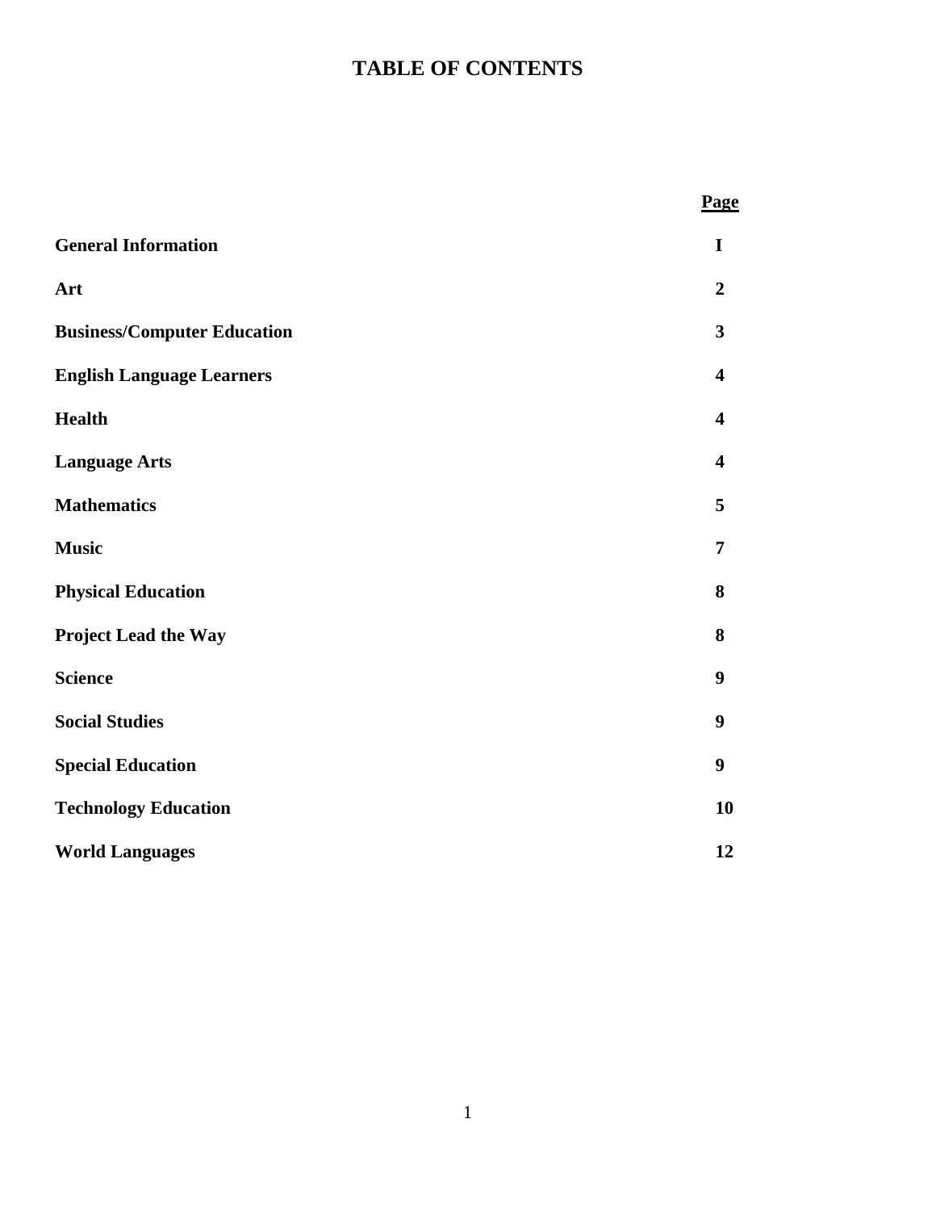# TABLE OF CONTENTS

| | **Page** |
|---|---|
| **General Information** | **I** |
| **Art** | **2** |
| **Business/Computer Education** | **3** |
| **English Language Learners** | **4** |
| **Health** | **4** |
| **Language Arts** | **4** |
| **Mathematics** | **5** |
| **Music** | **7** |
| **Physical Education** | **8** |
| **Project Lead the Way** | **8** |
| **Science** | **9** |
| **Social Studies** | **9** |
| **Special Education** | **9** |
| **Technology Education** | **10** |
| **World Languages** | **12** |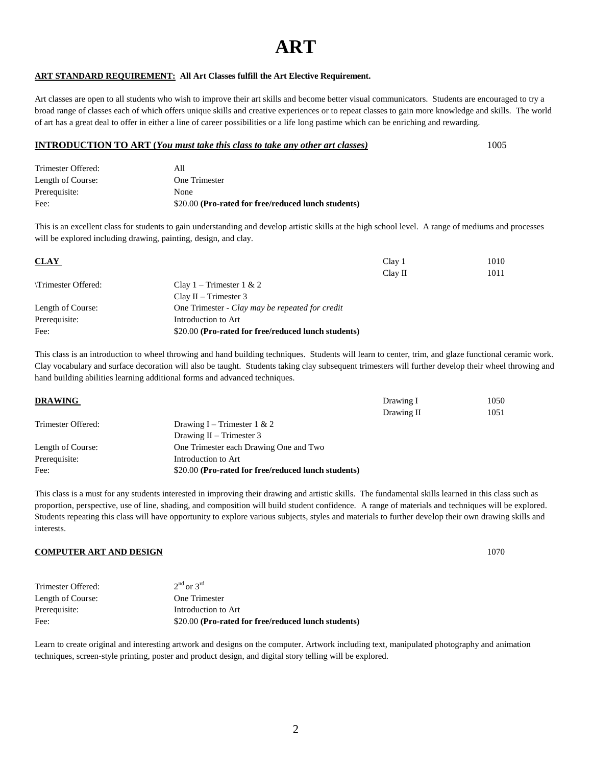# ART

**<u>ART STANDARD REQUIREMENT:</u> All Art Classes fulfill the Art Elective Requirement.**

Art classes are open to all students who wish to improve their art skills and become better visual communicators. Students are encouraged to try a broad range of classes each of which offers unique skills and creative experiences or to repeat classes to gain more knowledge and skills. The world of art has a great deal to offer in either a line of career possibilities or a life long pastime which can be enriching and rewarding.

## INTRODUCTION TO ART (*You must take this class to take any other art classes*) — 1005

| | |
|---|---|
| Trimester Offered: | All |
| Length of Course: | One Trimester |
| Prerequisite: | None |
| Fee: | $20.00 **(Pro-rated for free/reduced lunch students)** |

This is an excellent class for students to gain understanding and develop artistic skills at the high school level. A range of mediums and processes will be explored including drawing, painting, design, and clay.

## CLAY

Clay 1 — 1010
Clay II — 1011

| | |
|---|---|
| \Trimester Offered: | Clay 1 – Trimester 1 & 2<br>Clay II – Trimester 3 |
| Length of Course: | One Trimester - *Clay may be repeated for credit* |
| Prerequisite: | Introduction to Art |
| Fee: | $20.00 **(Pro-rated for free/reduced lunch students)** |

This class is an introduction to wheel throwing and hand building techniques. Students will learn to center, trim, and glaze functional ceramic work. Clay vocabulary and surface decoration will also be taught. Students taking clay subsequent trimesters will further develop their wheel throwing and hand building abilities learning additional forms and advanced techniques.

## DRAWING

Drawing I — 1050
Drawing II — 1051

| | |
|---|---|
| Trimester Offered: | Drawing I – Trimester 1 & 2<br>Drawing II – Trimester 3 |
| Length of Course: | One Trimester each Drawing One and Two |
| Prerequisite: | Introduction to Art |
| Fee: | $20.00 **(Pro-rated for free/reduced lunch students)** |

This class is a must for any students interested in improving their drawing and artistic skills. The fundamental skills learned in this class such as proportion, perspective, use of line, shading, and composition will build student confidence. A range of materials and techniques will be explored. Students repeating this class will have opportunity to explore various subjects, styles and materials to further develop their own drawing skills and interests.

## COMPUTER ART AND DESIGN — 1070

| | |
|---|---|
| Trimester Offered: | 2nd or 3rd |
| Length of Course: | One Trimester |
| Prerequisite: | Introduction to Art |
| Fee: | $20.00 **(Pro-rated for free/reduced lunch students)** |

Learn to create original and interesting artwork and designs on the computer. Artwork including text, manipulated photography and animation techniques, screen-style printing, poster and product design, and digital story telling will be explored.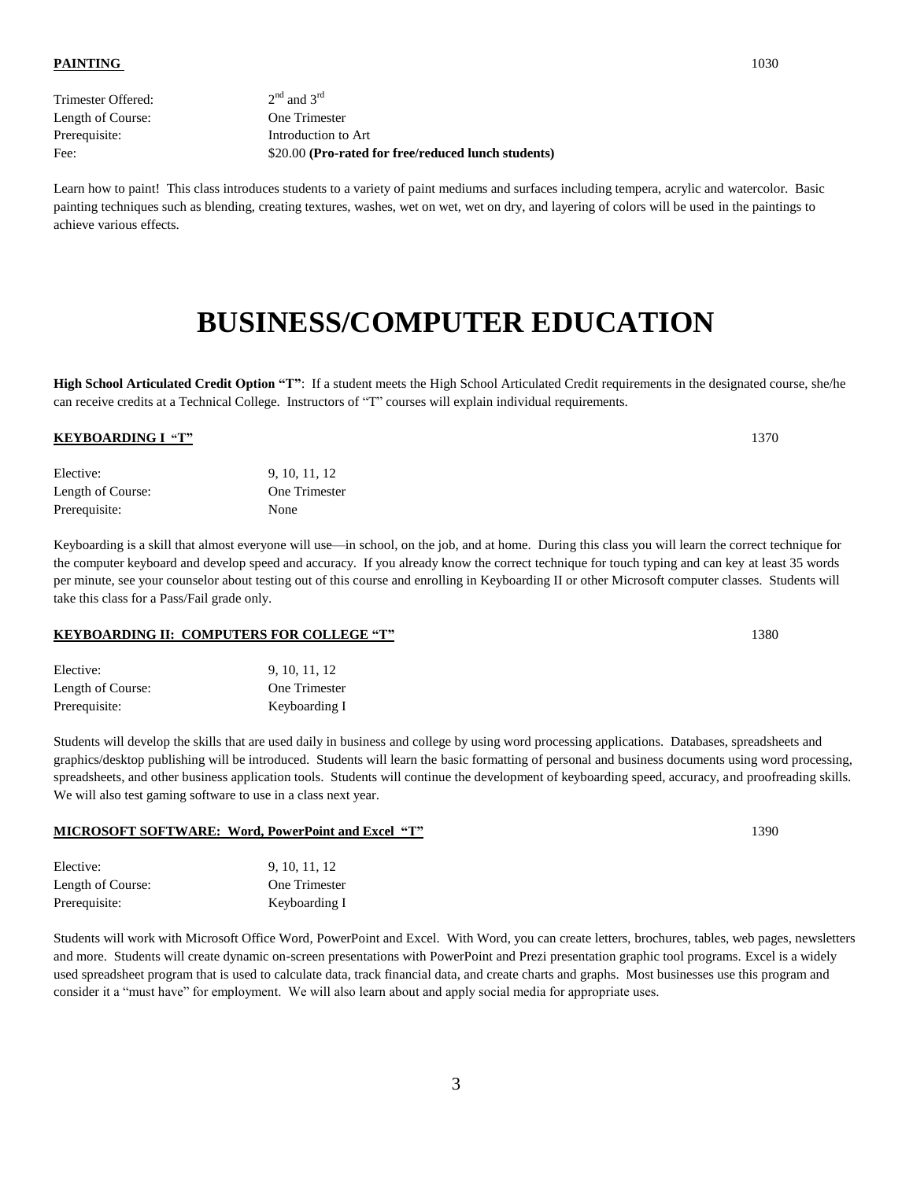**PAINTING** 1030

Trimester Offered: 2nd and 3rd
Length of Course: One Trimester
Prerequisite: Introduction to Art
Fee: $20.00 **(Pro-rated for free/reduced lunch students)**

Learn how to paint! This class introduces students to a variety of paint mediums and surfaces including tempera, acrylic and watercolor. Basic painting techniques such as blending, creating textures, washes, wet on wet, wet on dry, and layering of colors will be used in the paintings to achieve various effects.

# BUSINESS/COMPUTER EDUCATION

**High School Articulated Credit Option "T"**: If a student meets the High School Articulated Credit requirements in the designated course, she/he can receive credits at a Technical College. Instructors of "T" courses will explain individual requirements.

**KEYBOARDING I "T"** 1370

Elective: 9, 10, 11, 12
Length of Course: One Trimester
Prerequisite: None

Keyboarding is a skill that almost everyone will use—in school, on the job, and at home. During this class you will learn the correct technique for the computer keyboard and develop speed and accuracy. If you already know the correct technique for touch typing and can key at least 35 words per minute, see your counselor about testing out of this course and enrolling in Keyboarding II or other Microsoft computer classes. Students will take this class for a Pass/Fail grade only.

**KEYBOARDING II: COMPUTERS FOR COLLEGE "T"** 1380

Elective: 9, 10, 11, 12
Length of Course: One Trimester
Prerequisite: Keyboarding I

Students will develop the skills that are used daily in business and college by using word processing applications. Databases, spreadsheets and graphics/desktop publishing will be introduced. Students will learn the basic formatting of personal and business documents using word processing, spreadsheets, and other business application tools. Students will continue the development of keyboarding speed, accuracy, and proofreading skills. We will also test gaming software to use in a class next year.

**MICROSOFT SOFTWARE: Word, PowerPoint and Excel "T"** 1390

Elective: 9, 10, 11, 12
Length of Course: One Trimester
Prerequisite: Keyboarding I

Students will work with Microsoft Office Word, PowerPoint and Excel. With Word, you can create letters, brochures, tables, web pages, newsletters and more. Students will create dynamic on-screen presentations with PowerPoint and Prezi presentation graphic tool programs. Excel is a widely used spreadsheet program that is used to calculate data, track financial data, and create charts and graphs. Most businesses use this program and consider it a "must have" for employment. We will also learn about and apply social media for appropriate uses.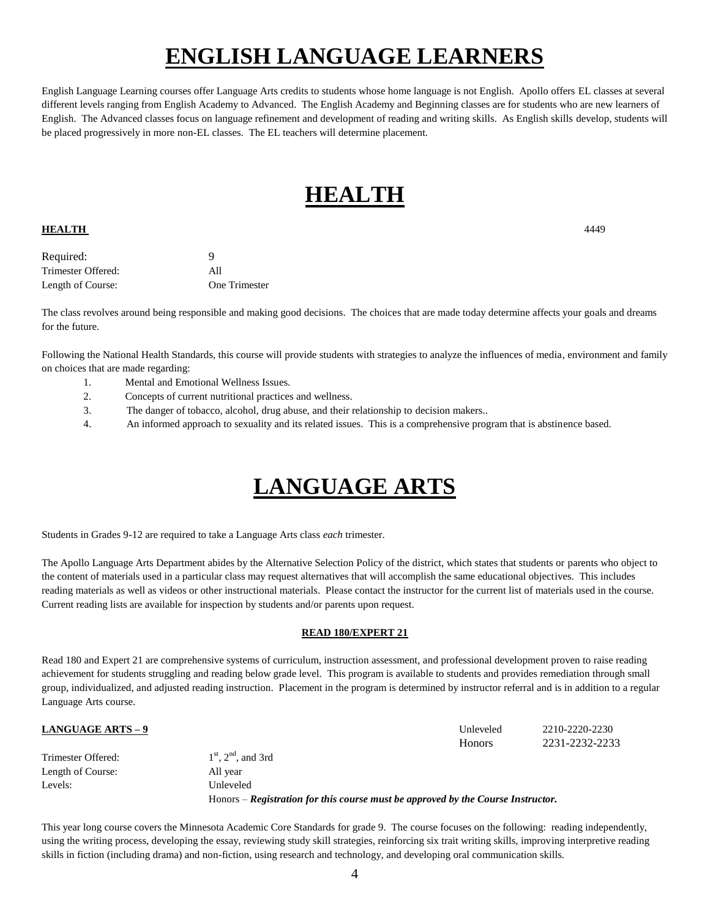# ENGLISH LANGUAGE LEARNERS

English Language Learning courses offer Language Arts credits to students whose home language is not English. Apollo offers EL classes at several different levels ranging from English Academy to Advanced. The English Academy and Beginning classes are for students who are new learners of English. The Advanced classes focus on language refinement and development of reading and writing skills. As English skills develop, students will be placed progressively in more non-EL classes. The EL teachers will determine placement.

# HEALTH

**HEALTH** 4449

| | |
|---|---|
| Required: | 9 |
| Trimester Offered: | All |
| Length of Course: | One Trimester |

The class revolves around being responsible and making good decisions. The choices that are made today determine affects your goals and dreams for the future.

Following the National Health Standards, this course will provide students with strategies to analyze the influences of media, environment and family on choices that are made regarding:

1. Mental and Emotional Wellness Issues.
2. Concepts of current nutritional practices and wellness.
3. The danger of tobacco, alcohol, drug abuse, and their relationship to decision makers..
4. An informed approach to sexuality and its related issues. This is a comprehensive program that is abstinence based.

# LANGUAGE ARTS

Students in Grades 9-12 are required to take a Language Arts class *each* trimester.

The Apollo Language Arts Department abides by the Alternative Selection Policy of the district, which states that students or parents who object to the content of materials used in a particular class may request alternatives that will accomplish the same educational objectives. This includes reading materials as well as videos or other instructional materials. Please contact the instructor for the current list of materials used in the course. Current reading lists are available for inspection by students and/or parents upon request.

**READ 180/EXPERT 21**

Read 180 and Expert 21 are comprehensive systems of curriculum, instruction assessment, and professional development proven to raise reading achievement for students struggling and reading below grade level. This program is available to students and provides remediation through small group, individualized, and adjusted reading instruction. Placement in the program is determined by instructor referral and is in addition to a regular Language Arts course.

**LANGUAGE ARTS – 9**

Unleveled 2210-2220-2230
Honors 2231-2232-2233

| | |
|---|---|
| Trimester Offered: | 1st, 2nd, and 3rd |
| Length of Course: | All year |
| Levels: | Unleveled |
| | Honors – ***Registration for this course must be approved by the Course Instructor.*** |

This year long course covers the Minnesota Academic Core Standards for grade 9. The course focuses on the following: reading independently, using the writing process, developing the essay, reviewing study skill strategies, reinforcing six trait writing skills, improving interpretive reading skills in fiction (including drama) and non-fiction, using research and technology, and developing oral communication skills.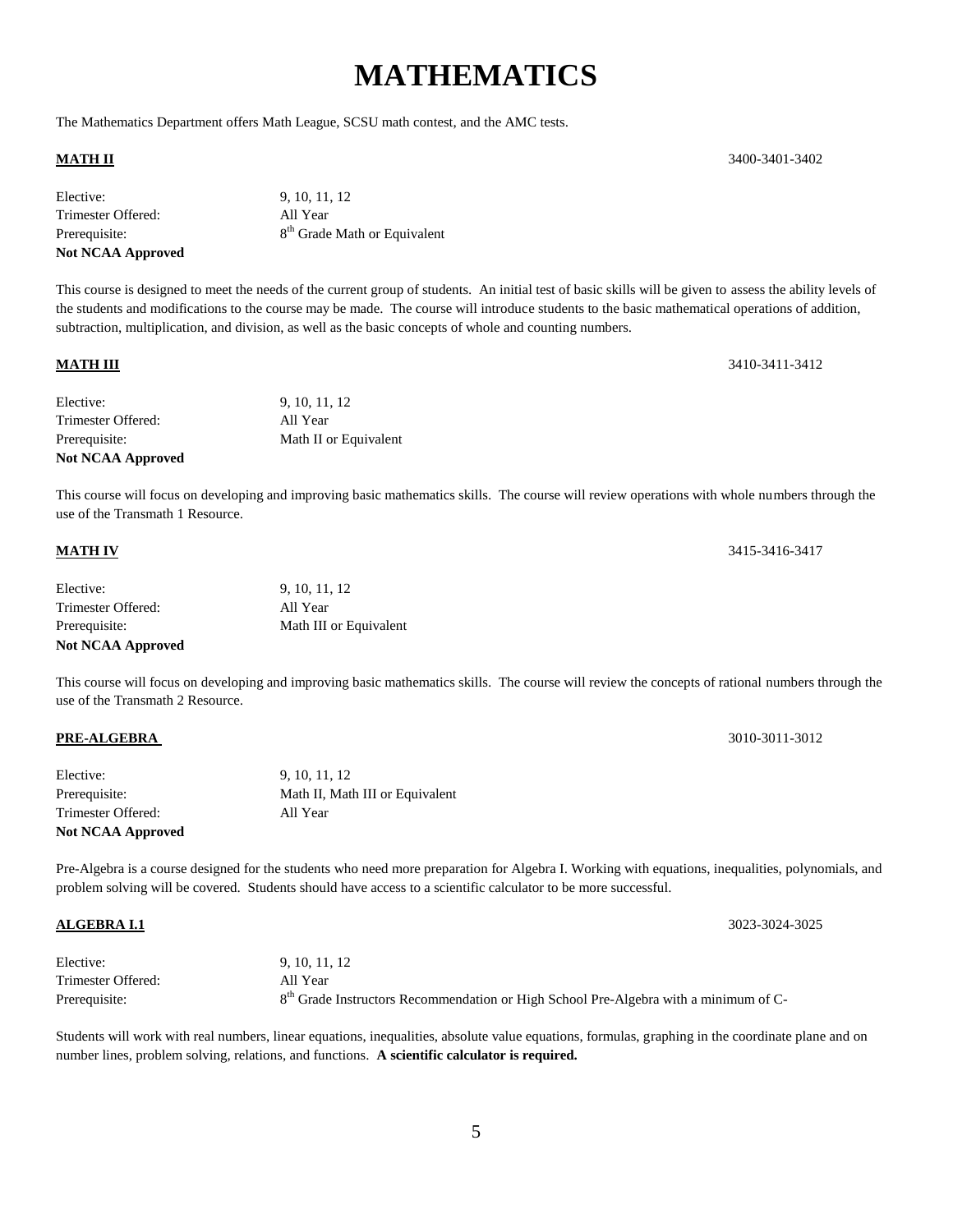# MATHEMATICS

The Mathematics Department offers Math League, SCSU math contest, and the AMC tests.

**MATH II** 3400-3401-3402

Elective: 9, 10, 11, 12
Trimester Offered: All Year
Prerequisite: 8th Grade Math or Equivalent
**Not NCAA Approved**

This course is designed to meet the needs of the current group of students. An initial test of basic skills will be given to assess the ability levels of the students and modifications to the course may be made. The course will introduce students to the basic mathematical operations of addition, subtraction, multiplication, and division, as well as the basic concepts of whole and counting numbers.

**MATH III** 3410-3411-3412

Elective: 9, 10, 11, 12
Trimester Offered: All Year
Prerequisite: Math II or Equivalent
**Not NCAA Approved**

This course will focus on developing and improving basic mathematics skills. The course will review operations with whole numbers through the use of the Transmath 1 Resource.

**MATH IV** 3415-3416-3417

Elective: 9, 10, 11, 12
Trimester Offered: All Year
Prerequisite: Math III or Equivalent
**Not NCAA Approved**

This course will focus on developing and improving basic mathematics skills. The course will review the concepts of rational numbers through the use of the Transmath 2 Resource.

**PRE-ALGEBRA** 3010-3011-3012

Elective: 9, 10, 11, 12
Prerequisite: Math II, Math III or Equivalent
Trimester Offered: All Year
**Not NCAA Approved**

Pre-Algebra is a course designed for the students who need more preparation for Algebra I. Working with equations, inequalities, polynomials, and problem solving will be covered. Students should have access to a scientific calculator to be more successful.

**ALGEBRA I.1** 3023-3024-3025

Elective: 9, 10, 11, 12
Trimester Offered: All Year
Prerequisite: 8th Grade Instructors Recommendation or High School Pre-Algebra with a minimum of C-

Students will work with real numbers, linear equations, inequalities, absolute value equations, formulas, graphing in the coordinate plane and on number lines, problem solving, relations, and functions. **A scientific calculator is required.**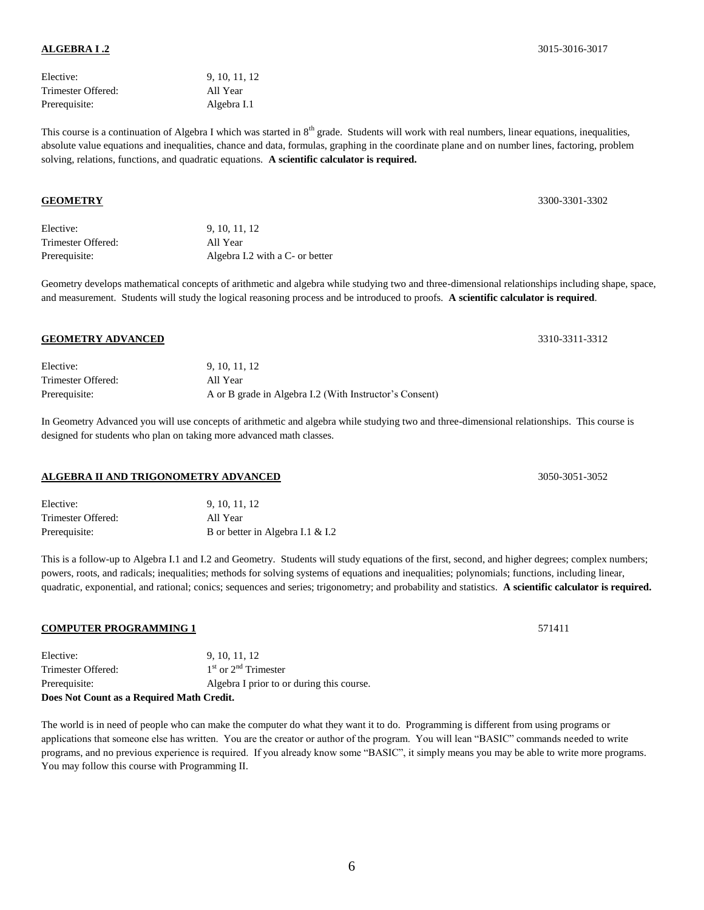**ALGEBRA I .2** 3015-3016-3017

| | |
|---|---|
| Elective: | 9, 10, 11, 12 |
| Trimester Offered: | All Year |
| Prerequisite: | Algebra I.1 |

This course is a continuation of Algebra I which was started in 8th grade. Students will work with real numbers, linear equations, inequalities, absolute value equations and inequalities, chance and data, formulas, graphing in the coordinate plane and on number lines, factoring, problem solving, relations, functions, and quadratic equations. **A scientific calculator is required.**

**GEOMETRY** 3300-3301-3302

| | |
|---|---|
| Elective: | 9, 10, 11, 12 |
| Trimester Offered: | All Year |
| Prerequisite: | Algebra I.2 with a C- or better |

Geometry develops mathematical concepts of arithmetic and algebra while studying two and three-dimensional relationships including shape, space, and measurement. Students will study the logical reasoning process and be introduced to proofs. **A scientific calculator is required**.

**GEOMETRY ADVANCED** 3310-3311-3312

| | |
|---|---|
| Elective: | 9, 10, 11, 12 |
| Trimester Offered: | All Year |
| Prerequisite: | A or B grade in Algebra I.2 (With Instructor's Consent) |

In Geometry Advanced you will use concepts of arithmetic and algebra while studying two and three-dimensional relationships. This course is designed for students who plan on taking more advanced math classes.

**ALGEBRA II AND TRIGONOMETRY ADVANCED** 3050-3051-3052

| | |
|---|---|
| Elective: | 9, 10, 11, 12 |
| Trimester Offered: | All Year |
| Prerequisite: | B or better in Algebra I.1 & I.2 |

This is a follow-up to Algebra I.1 and I.2 and Geometry. Students will study equations of the first, second, and higher degrees; complex numbers; powers, roots, and radicals; inequalities; methods for solving systems of equations and inequalities; polynomials; functions, including linear, quadratic, exponential, and rational; conics; sequences and series; trigonometry; and probability and statistics. **A scientific calculator is required.**

**COMPUTER PROGRAMMING 1** 571411

| | |
|---|---|
| Elective: | 9, 10, 11, 12 |
| Trimester Offered: | 1st or 2nd Trimester |
| Prerequisite: | Algebra I prior to or during this course. |

**Does Not Count as a Required Math Credit.**

The world is in need of people who can make the computer do what they want it to do. Programming is different from using programs or applications that someone else has written. You are the creator or author of the program. You will lean "BASIC" commands needed to write programs, and no previous experience is required. If you already know some "BASIC", it simply means you may be able to write more programs. You may follow this course with Programming II.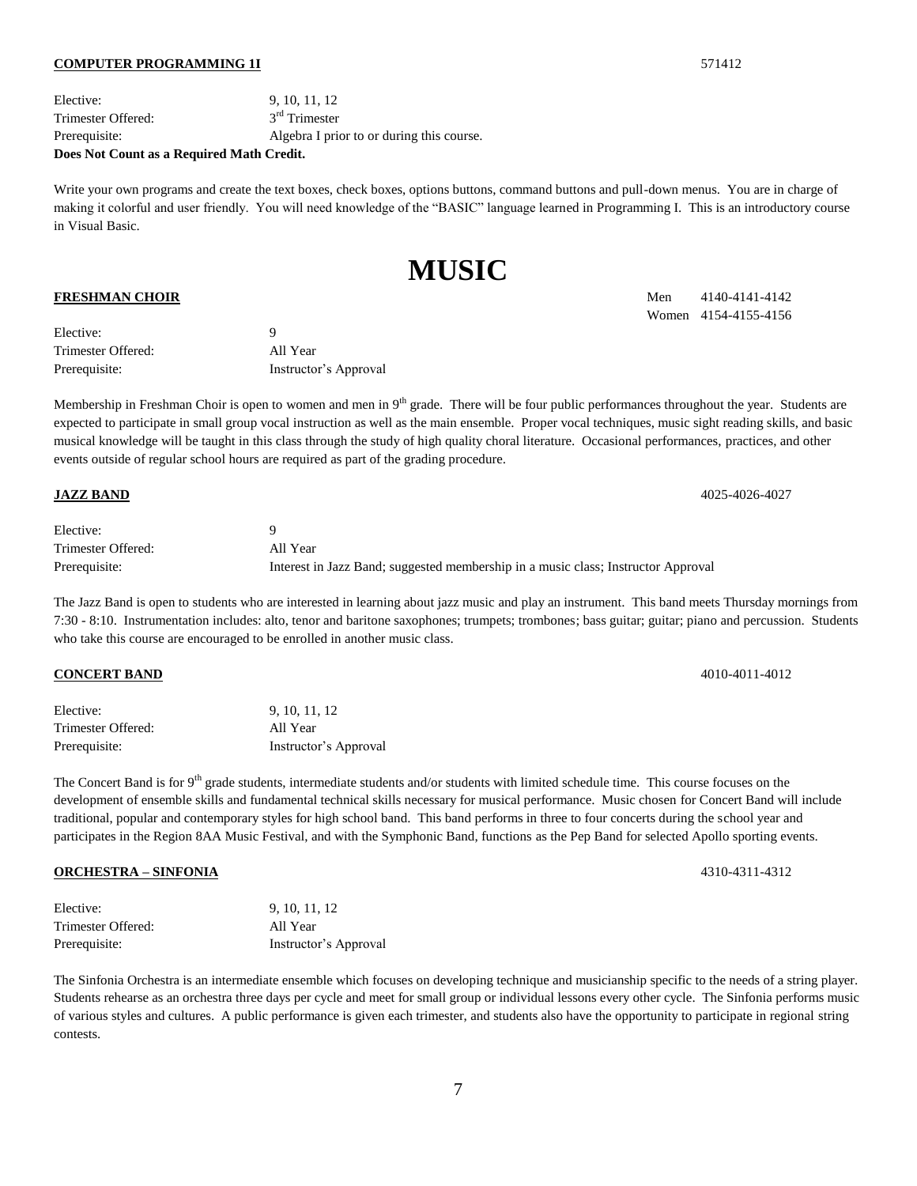**COMPUTER PROGRAMMING 1I** 571412

| | |
|---|---|
| Elective: | 9, 10, 11, 12 |
| Trimester Offered: | 3rd Trimester |
| Prerequisite: | Algebra I prior to or during this course. |

**Does Not Count as a Required Math Credit.**

Write your own programs and create the text boxes, check boxes, options buttons, command buttons and pull-down menus. You are in charge of making it colorful and user friendly. You will need knowledge of the "BASIC" language learned in Programming I. This is an introductory course in Visual Basic.

# MUSIC

**FRESHMAN CHOIR** Men 4140-4141-4142 Women 4154-4155-4156

| | |
|---|---|
| Elective: | 9 |
| Trimester Offered: | All Year |
| Prerequisite: | Instructor's Approval |

Membership in Freshman Choir is open to women and men in 9th grade. There will be four public performances throughout the year. Students are expected to participate in small group vocal instruction as well as the main ensemble. Proper vocal techniques, music sight reading skills, and basic musical knowledge will be taught in this class through the study of high quality choral literature. Occasional performances, practices, and other events outside of regular school hours are required as part of the grading procedure.

**JAZZ BAND** 4025-4026-4027

| | |
|---|---|
| Elective: | 9 |
| Trimester Offered: | All Year |
| Prerequisite: | Interest in Jazz Band; suggested membership in a music class; Instructor Approval |

The Jazz Band is open to students who are interested in learning about jazz music and play an instrument. This band meets Thursday mornings from 7:30 - 8:10. Instrumentation includes: alto, tenor and baritone saxophones; trumpets; trombones; bass guitar; guitar; piano and percussion. Students who take this course are encouraged to be enrolled in another music class.

**CONCERT BAND** 4010-4011-4012

| | |
|---|---|
| Elective: | 9, 10, 11, 12 |
| Trimester Offered: | All Year |
| Prerequisite: | Instructor's Approval |

The Concert Band is for 9th grade students, intermediate students and/or students with limited schedule time. This course focuses on the development of ensemble skills and fundamental technical skills necessary for musical performance. Music chosen for Concert Band will include traditional, popular and contemporary styles for high school band. This band performs in three to four concerts during the school year and participates in the Region 8AA Music Festival, and with the Symphonic Band, functions as the Pep Band for selected Apollo sporting events.

**ORCHESTRA – SINFONIA** 4310-4311-4312

| | |
|---|---|
| Elective: | 9, 10, 11, 12 |
| Trimester Offered: | All Year |
| Prerequisite: | Instructor's Approval |

The Sinfonia Orchestra is an intermediate ensemble which focuses on developing technique and musicianship specific to the needs of a string player. Students rehearse as an orchestra three days per cycle and meet for small group or individual lessons every other cycle. The Sinfonia performs music of various styles and cultures. A public performance is given each trimester, and students also have the opportunity to participate in regional string contests.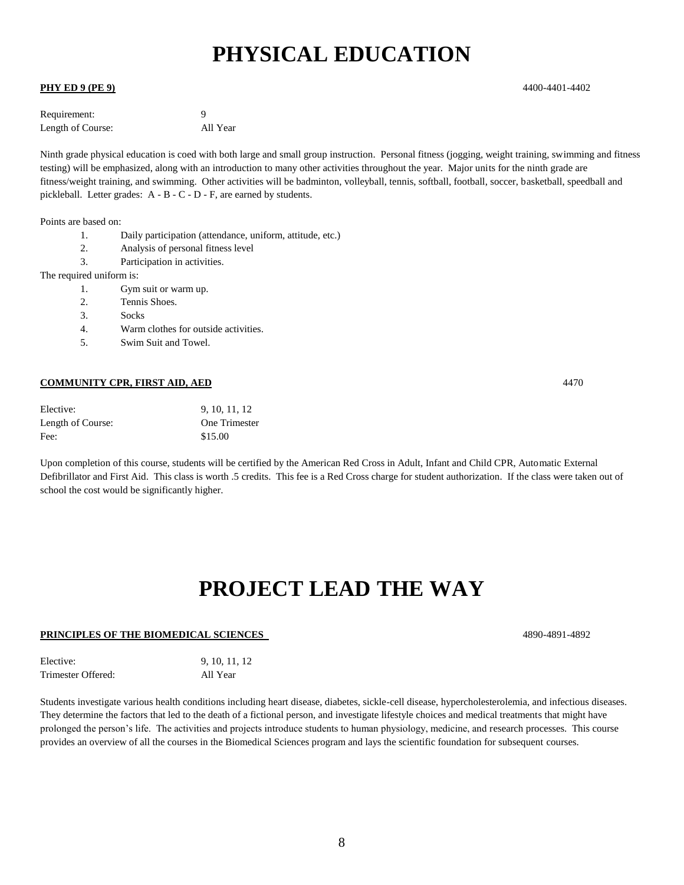# PHYSICAL EDUCATION

**PHY ED 9 (PE 9)** 4400-4401-4402

Requirement: 9
Length of Course: All Year

Ninth grade physical education is coed with both large and small group instruction. Personal fitness (jogging, weight training, swimming and fitness testing) will be emphasized, along with an introduction to many other activities throughout the year. Major units for the ninth grade are fitness/weight training, and swimming. Other activities will be badminton, volleyball, tennis, softball, football, soccer, basketball, speedball and pickleball. Letter grades: A - B - C - D - F, are earned by students.

Points are based on:

1. Daily participation (attendance, uniform, attitude, etc.)
2. Analysis of personal fitness level
3. Participation in activities.

The required uniform is:

1. Gym suit or warm up.
2. Tennis Shoes.
3. Socks
4. Warm clothes for outside activities.
5. Swim Suit and Towel.

**COMMUNITY CPR, FIRST AID, AED** 4470

Elective: 9, 10, 11, 12
Length of Course: One Trimester
Fee: $15.00

Upon completion of this course, students will be certified by the American Red Cross in Adult, Infant and Child CPR, Automatic External Defibrillator and First Aid. This class is worth .5 credits. This fee is a Red Cross charge for student authorization. If the class were taken out of school the cost would be significantly higher.

# PROJECT LEAD THE WAY

**PRINCIPLES OF THE BIOMEDICAL SCIENCES** 4890-4891-4892

Elective: 9, 10, 11, 12
Trimester Offered: All Year

Students investigate various health conditions including heart disease, diabetes, sickle-cell disease, hypercholesterolemia, and infectious diseases. They determine the factors that led to the death of a fictional person, and investigate lifestyle choices and medical treatments that might have prolonged the person's life. The activities and projects introduce students to human physiology, medicine, and research processes. This course provides an overview of all the courses in the Biomedical Sciences program and lays the scientific foundation for subsequent courses.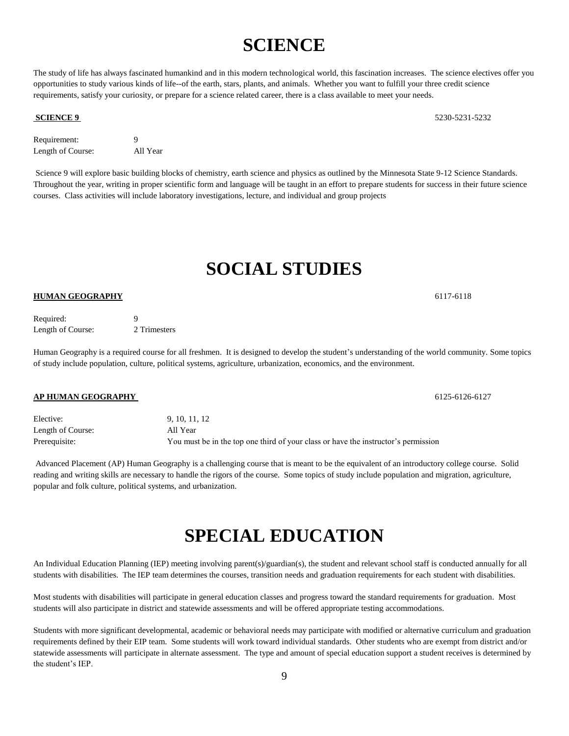# SCIENCE

The study of life has always fascinated humankind and in this modern technological world, this fascination increases. The science electives offer you opportunities to study various kinds of life--of the earth, stars, plants, and animals. Whether you want to fulfill your three credit science requirements, satisfy your curiosity, or prepare for a science related career, there is a class available to meet your needs.

### SCIENCE 9

5230-5231-5232

Requirement: 9
Length of Course: All Year

Science 9 will explore basic building blocks of chemistry, earth science and physics as outlined by the Minnesota State 9-12 Science Standards. Throughout the year, writing in proper scientific form and language will be taught in an effort to prepare students for success in their future science courses. Class activities will include laboratory investigations, lecture, and individual and group projects

# SOCIAL STUDIES

### HUMAN GEOGRAPHY

6117-6118

Required: 9
Length of Course: 2 Trimesters

Human Geography is a required course for all freshmen. It is designed to develop the student's understanding of the world community. Some topics of study include population, culture, political systems, agriculture, urbanization, economics, and the environment.

### AP HUMAN GEOGRAPHY

6125-6126-6127

Elective: 9, 10, 11, 12
Length of Course: All Year
Prerequisite: You must be in the top one third of your class or have the instructor's permission

Advanced Placement (AP) Human Geography is a challenging course that is meant to be the equivalent of an introductory college course. Solid reading and writing skills are necessary to handle the rigors of the course. Some topics of study include population and migration, agriculture, popular and folk culture, political systems, and urbanization.

# SPECIAL EDUCATION

An Individual Education Planning (IEP) meeting involving parent(s)/guardian(s), the student and relevant school staff is conducted annually for all students with disabilities. The IEP team determines the courses, transition needs and graduation requirements for each student with disabilities.

Most students with disabilities will participate in general education classes and progress toward the standard requirements for graduation. Most students will also participate in district and statewide assessments and will be offered appropriate testing accommodations.

Students with more significant developmental, academic or behavioral needs may participate with modified or alternative curriculum and graduation requirements defined by their EIP team. Some students will work toward individual standards. Other students who are exempt from district and/or statewide assessments will participate in alternate assessment. The type and amount of special education support a student receives is determined by the student's IEP.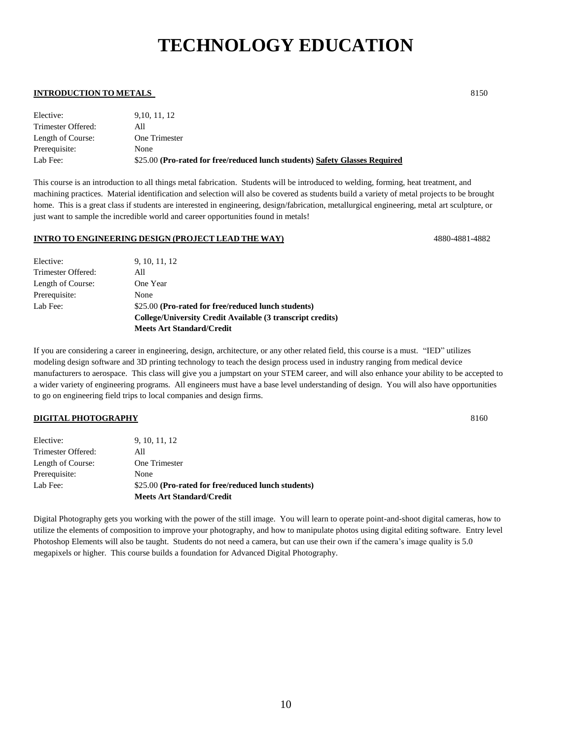# TECHNOLOGY EDUCATION

**INTRODUCTION TO METALS** 8150

| | |
|---|---|
| Elective: | 9,10, 11, 12 |
| Trimester Offered: | All |
| Length of Course: | One Trimester |
| Prerequisite: | None |
| Lab Fee: | $25.00 **(Pro-rated for free/reduced lunch students) Safety Glasses Required** |

This course is an introduction to all things metal fabrication. Students will be introduced to welding, forming, heat treatment, and machining practices. Material identification and selection will also be covered as students build a variety of metal projects to be brought home. This is a great class if students are interested in engineering, design/fabrication, metallurgical engineering, metal art sculpture, or just want to sample the incredible world and career opportunities found in metals!

**INTRO TO ENGINEERING DESIGN (PROJECT LEAD THE WAY)** 4880-4881-4882

| | |
|---|---|
| Elective: | 9, 10, 11, 12 |
| Trimester Offered: | All |
| Length of Course: | One Year |
| Prerequisite: | None |
| Lab Fee: | $25.00 **(Pro-rated for free/reduced lunch students)** |
| | **College/University Credit Available (3 transcript credits)** |
| | **Meets Art Standard/Credit** |

If you are considering a career in engineering, design, architecture, or any other related field, this course is a must. "IED" utilizes modeling design software and 3D printing technology to teach the design process used in industry ranging from medical device manufacturers to aerospace. This class will give you a jumpstart on your STEM career, and will also enhance your ability to be accepted to a wider variety of engineering programs. All engineers must have a base level understanding of design. You will also have opportunities to go on engineering field trips to local companies and design firms.

**DIGITAL PHOTOGRAPHY** 8160

| | |
|---|---|
| Elective: | 9, 10, 11, 12 |
| Trimester Offered: | All |
| Length of Course: | One Trimester |
| Prerequisite: | None |
| Lab Fee: | $25.00 **(Pro-rated for free/reduced lunch students)** |
| | **Meets Art Standard/Credit** |

Digital Photography gets you working with the power of the still image. You will learn to operate point-and-shoot digital cameras, how to utilize the elements of composition to improve your photography, and how to manipulate photos using digital editing software. Entry level Photoshop Elements will also be taught. Students do not need a camera, but can use their own if the camera's image quality is 5.0 megapixels or higher. This course builds a foundation for Advanced Digital Photography.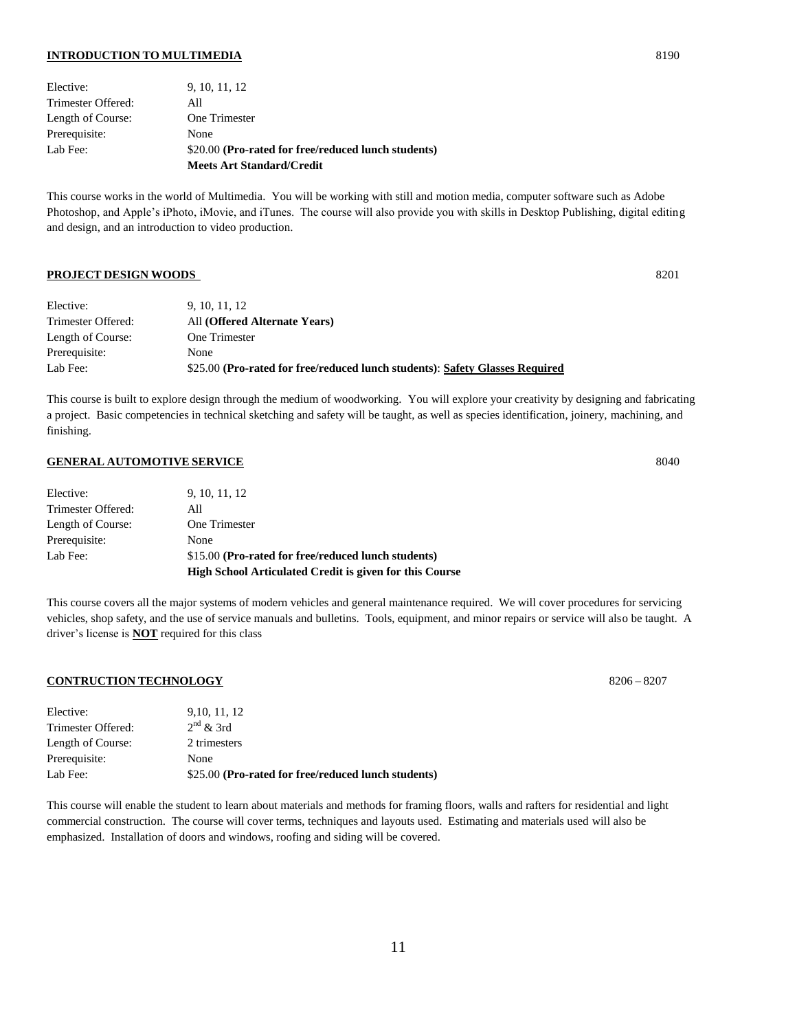## INTRODUCTION TO MULTIMEDIA

8190

| | |
|---|---|
| Elective: | 9, 10, 11, 12 |
| Trimester Offered: | All |
| Length of Course: | One Trimester |
| Prerequisite: | None |
| Lab Fee: | \$20.00 **(Pro-rated for free/reduced lunch students)** |
| | **Meets Art Standard/Credit** |

This course works in the world of Multimedia. You will be working with still and motion media, computer software such as Adobe Photoshop, and Apple's iPhoto, iMovie, and iTunes. The course will also provide you with skills in Desktop Publishing, digital editing and design, and an introduction to video production.

## PROJECT DESIGN WOODS

8201

| | |
|---|---|
| Elective: | 9, 10, 11, 12 |
| Trimester Offered: | All **(Offered Alternate Years)** |
| Length of Course: | One Trimester |
| Prerequisite: | None |
| Lab Fee: | \$25.00 **(Pro-rated for free/reduced lunch students)**: **Safety Glasses Required** |

This course is built to explore design through the medium of woodworking. You will explore your creativity by designing and fabricating a project. Basic competencies in technical sketching and safety will be taught, as well as species identification, joinery, machining, and finishing.

## GENERAL AUTOMOTIVE SERVICE

8040

| | |
|---|---|
| Elective: | 9, 10, 11, 12 |
| Trimester Offered: | All |
| Length of Course: | One Trimester |
| Prerequisite: | None |
| Lab Fee: | \$15.00 **(Pro-rated for free/reduced lunch students)** |
| | **High School Articulated Credit is given for this Course** |

This course covers all the major systems of modern vehicles and general maintenance required. We will cover procedures for servicing vehicles, shop safety, and the use of service manuals and bulletins. Tools, equipment, and minor repairs or service will also be taught. A driver's license is **NOT** required for this class

## CONTRUCTION TECHNOLOGY

8206 – 8207

| | |
|---|---|
| Elective: | 9,10, 11, 12 |
| Trimester Offered: | 2nd & 3rd |
| Length of Course: | 2 trimesters |
| Prerequisite: | None |
| Lab Fee: | \$25.00 **(Pro-rated for free/reduced lunch students)** |

This course will enable the student to learn about materials and methods for framing floors, walls and rafters for residential and light commercial construction. The course will cover terms, techniques and layouts used. Estimating and materials used will also be emphasized. Installation of doors and windows, roofing and siding will be covered.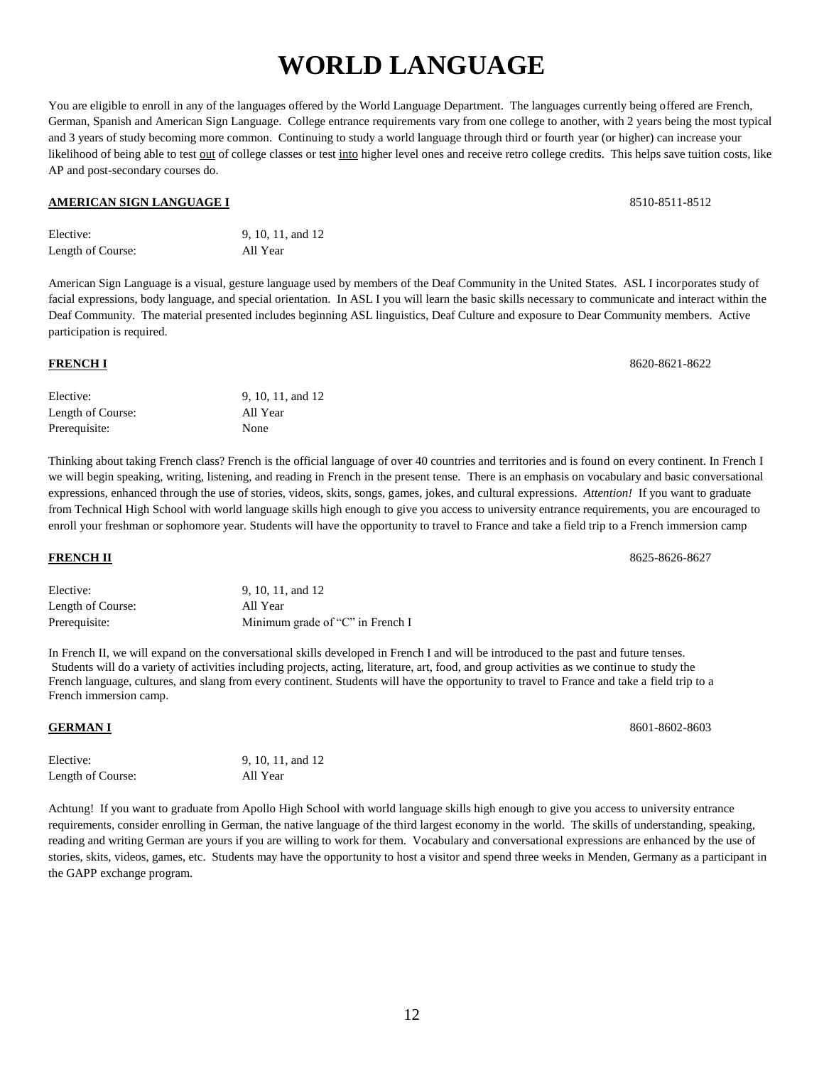# WORLD LANGUAGE

You are eligible to enroll in any of the languages offered by the World Language Department. The languages currently being offered are French, German, Spanish and American Sign Language. College entrance requirements vary from one college to another, with 2 years being the most typical and 3 years of study becoming more common. Continuing to study a world language through third or fourth year (or higher) can increase your likelihood of being able to test out of college classes or test into higher level ones and receive retro college credits. This helps save tuition costs, like AP and post-secondary courses do.

**AMERICAN SIGN LANGUAGE I** 8510-8511-8512

Elective: 9, 10, 11, and 12
Length of Course: All Year

American Sign Language is a visual, gesture language used by members of the Deaf Community in the United States. ASL I incorporates study of facial expressions, body language, and special orientation. In ASL I you will learn the basic skills necessary to communicate and interact within the Deaf Community. The material presented includes beginning ASL linguistics, Deaf Culture and exposure to Dear Community members. Active participation is required.

**FRENCH I** 8620-8621-8622

Elective: 9, 10, 11, and 12
Length of Course: All Year
Prerequisite: None

Thinking about taking French class? French is the official language of over 40 countries and territories and is found on every continent. In French I we will begin speaking, writing, listening, and reading in French in the present tense. There is an emphasis on vocabulary and basic conversational expressions, enhanced through the use of stories, videos, skits, songs, games, jokes, and cultural expressions. *Attention!* If you want to graduate from Technical High School with world language skills high enough to give you access to university entrance requirements, you are encouraged to enroll your freshman or sophomore year. Students will have the opportunity to travel to France and take a field trip to a French immersion camp

**FRENCH II** 8625-8626-8627

Elective: 9, 10, 11, and 12
Length of Course: All Year
Prerequisite: Minimum grade of "C" in French I

In French II, we will expand on the conversational skills developed in French I and will be introduced to the past and future tenses. Students will do a variety of activities including projects, acting, literature, art, food, and group activities as we continue to study the French language, cultures, and slang from every continent. Students will have the opportunity to travel to France and take a field trip to a French immersion camp.

**GERMAN I** 8601-8602-8603

Elective: 9, 10, 11, and 12
Length of Course: All Year

Achtung! If you want to graduate from Apollo High School with world language skills high enough to give you access to university entrance requirements, consider enrolling in German, the native language of the third largest economy in the world. The skills of understanding, speaking, reading and writing German are yours if you are willing to work for them. Vocabulary and conversational expressions are enhanced by the use of stories, skits, videos, games, etc. Students may have the opportunity to host a visitor and spend three weeks in Menden, Germany as a participant in the GAPP exchange program.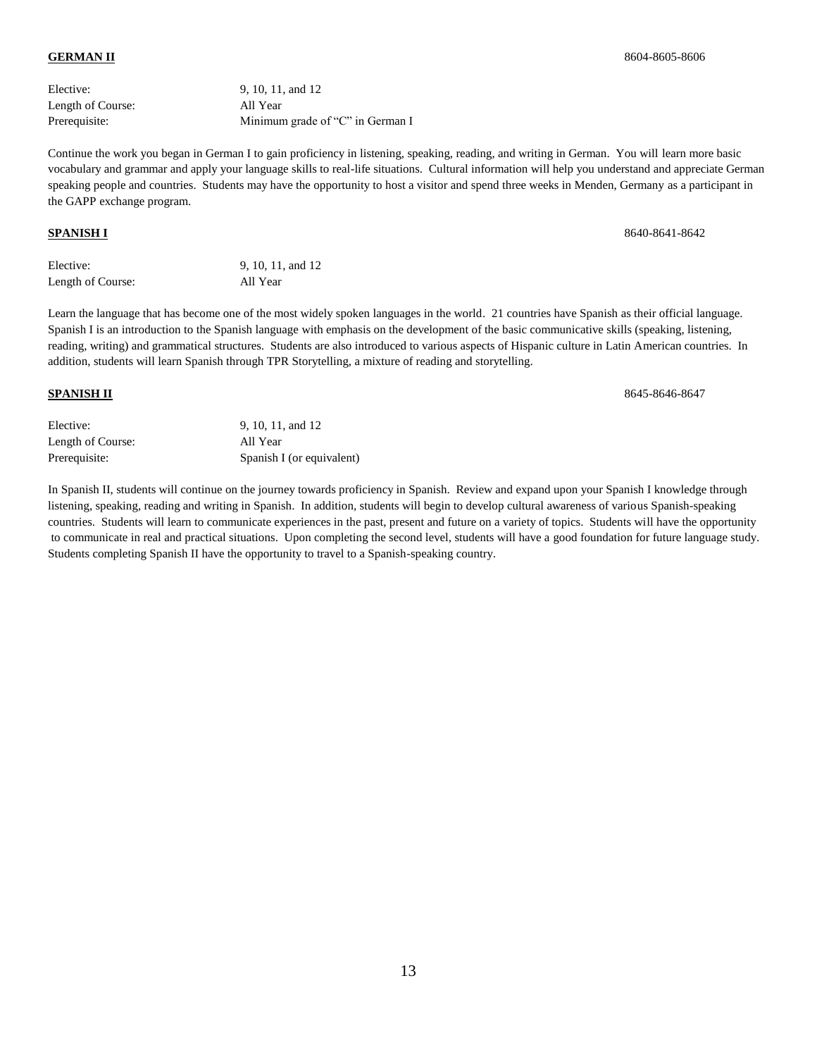**GERMAN II** 8604-8605-8606

| | |
|---|---|
| Elective: | 9, 10, 11, and 12 |
| Length of Course: | All Year |
| Prerequisite: | Minimum grade of "C" in German I |

Continue the work you began in German I to gain proficiency in listening, speaking, reading, and writing in German. You will learn more basic vocabulary and grammar and apply your language skills to real-life situations. Cultural information will help you understand and appreciate German speaking people and countries. Students may have the opportunity to host a visitor and spend three weeks in Menden, Germany as a participant in the GAPP exchange program.

**SPANISH I** 8640-8641-8642

| | |
|---|---|
| Elective: | 9, 10, 11, and 12 |
| Length of Course: | All Year |

Learn the language that has become one of the most widely spoken languages in the world. 21 countries have Spanish as their official language. Spanish I is an introduction to the Spanish language with emphasis on the development of the basic communicative skills (speaking, listening, reading, writing) and grammatical structures. Students are also introduced to various aspects of Hispanic culture in Latin American countries. In addition, students will learn Spanish through TPR Storytelling, a mixture of reading and storytelling.

**SPANISH II** 8645-8646-8647

| | |
|---|---|
| Elective: | 9, 10, 11, and 12 |
| Length of Course: | All Year |
| Prerequisite: | Spanish I (or equivalent) |

In Spanish II, students will continue on the journey towards proficiency in Spanish. Review and expand upon your Spanish I knowledge through listening, speaking, reading and writing in Spanish. In addition, students will begin to develop cultural awareness of various Spanish-speaking countries. Students will learn to communicate experiences in the past, present and future on a variety of topics. Students will have the opportunity to communicate in real and practical situations. Upon completing the second level, students will have a good foundation for future language study. Students completing Spanish II have the opportunity to travel to a Spanish-speaking country.